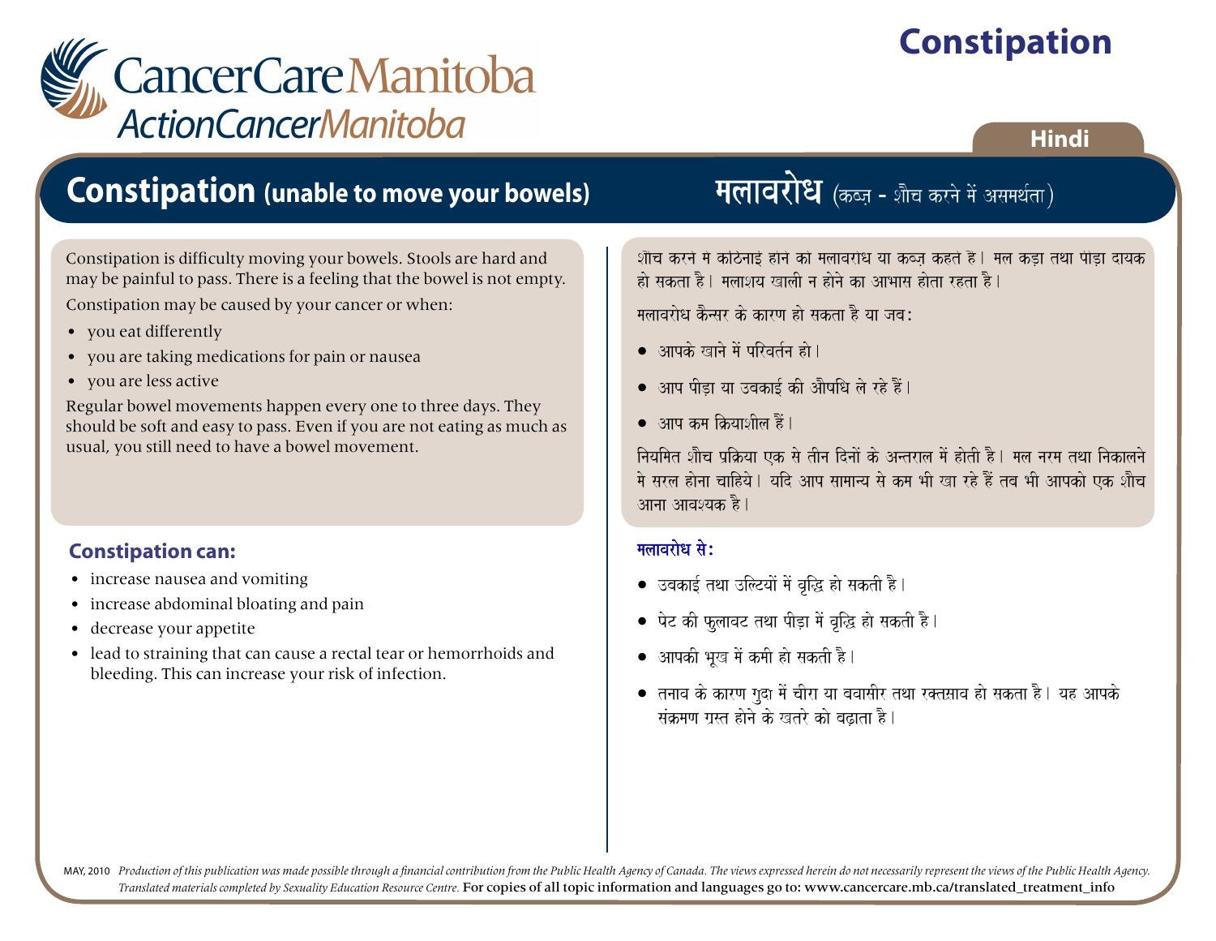CancerCare Manitoba
ActionCancerManitoba

# Constipation

Hindi

## Constipation (unable to move your bowels)

Constipation is difficulty moving your bowels. Stools are hard and may be painful to pass. There is a feeling that the bowel is not empty.

Constipation may be caused by your cancer or when:

- you eat differently
- you are taking medications for pain or nausea
- you are less active

Regular bowel movements happen every one to three days. They should be soft and easy to pass. Even if you are not eating as much as usual, you still need to have a bowel movement.

### Constipation can:

- increase nausea and vomiting
- increase abdominal bloating and pain
- decrease your appetite
- lead to straining that can cause a rectal tear or hemorrhoids and bleeding. This can increase your risk of infection.

## मलावरोध (कब्ज़ - शौच करने में असमर्थता)

शौच करने में कठिनाई होने को मलावरोध या कब्ज़ कहते हैं। मल कड़ा तथा पीड़ा दायक हो सकता है। मलाशय खाली न होने का आभास होता रहता है।

मलावरोध कैन्सर के कारण हो सकता है या जब:

- आपके खाने में परिवर्तन हो।
- आप पीड़ा या उबकाई की औषधि ले रहे हैं।
- आप कम क्रियाशील हैं।

नियमित शौच प्रक्रिया एक से तीन दिनों के अन्तराल में होती है। मल नरम तथा निकालने मे सरल होना चाहिये। यदि आप सामान्य से कम भी खा रहे हैं तब भी आपको एक शौच आना आवश्यक है।

### मलावरोध से:

- उबकाई तथा उल्टियों में वृद्धि हो सकती है।
- पेट की फुलावट तथा पीड़ा में वृद्धि हो सकती है।
- आपकी भूख में कमी हो सकती है।
- तनाव के कारण गुदा में चीरा या बवासीर तथा रक्तस्राव हो सकता है। यह आपके संक्रमण ग्रस्त होने के खतरे को बढ़ाता है।

MAY, 2010 *Production of this publication was made possible through a financial contribution from the Public Health Agency of Canada. The views expressed herein do not necessarily represent the views of the Public Health Agency. Translated materials completed by Sexuality Education Resource Centre.* For copies of all topic information and languages go to: www.cancercare.mb.ca/translated_treatment_info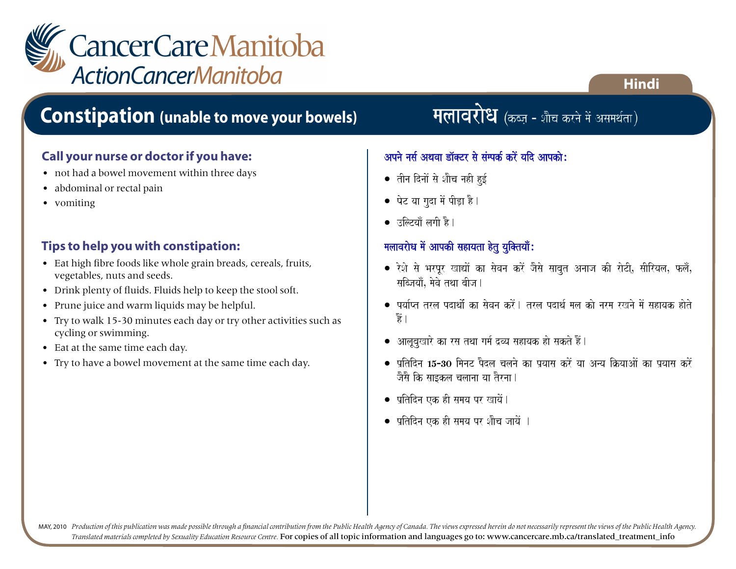CancerCare Manitoba
ActionCancerManitoba

Hindi

# Constipation (unable to move your bowels)

## Call your nurse or doctor if you have:

- not had a bowel movement within three days
- abdominal or rectal pain
- vomiting

## Tips to help you with constipation:

- Eat high fibre foods like whole grain breads, cereals, fruits, vegetables, nuts and seeds.
- Drink plenty of fluids. Fluids help to keep the stool soft.
- Prune juice and warm liquids may be helpful.
- Try to walk 15-30 minutes each day or try other activities such as cycling or swimming.
- Eat at the same time each day.
- Try to have a bowel movement at the same time each day.

# मलावरोध (कब्ज़ - शौच करने में असमर्थता)

## अपने नर्स अथवा डॉक्टर से संम्पर्क करें यदि आपको:

- तीन दिनों से शौच नही हुई
- पेट या गुदा में पीड़ा है।
- उल्टियाँ लगी है।

## मलावरोध में आपकी सहायता हेतु युक्तियाँ:

- रेशे से भरपूर खाद्यों का सेवन करें जैसे साबुत अनाज की रोटी, सीरियल, फलँ, सब्जियाँ, मेवे तथा बीज।
- पर्याप्त तरल पदार्थों का सेवन करें। तरल पदार्थ मल को नरम रखने में सहायक होते हैं।
- आलूबुखारे का रस तथा गर्म द्रव्य सहायक हो सकते हैं।
- प्रतिदिन 15-30 मिनट पैदल चलने का प्रयास करें या अन्य क्रियाओं का प्रयास करें जैसै कि साइकल चलाना या तैरना।
- प्रतिदिन एक ही समय पर खायें।
- प्रतिदिन एक ही समय पर शौच जायें ।

MAY, 2010 *Production of this publication was made possible through a financial contribution from the Public Health Agency of Canada. The views expressed herein do not necessarily represent the views of the Public Health Agency. Translated materials completed by Sexuality Education Resource Centre.* For copies of all topic information and languages go to: www.cancercare.mb.ca/translated_treatment_info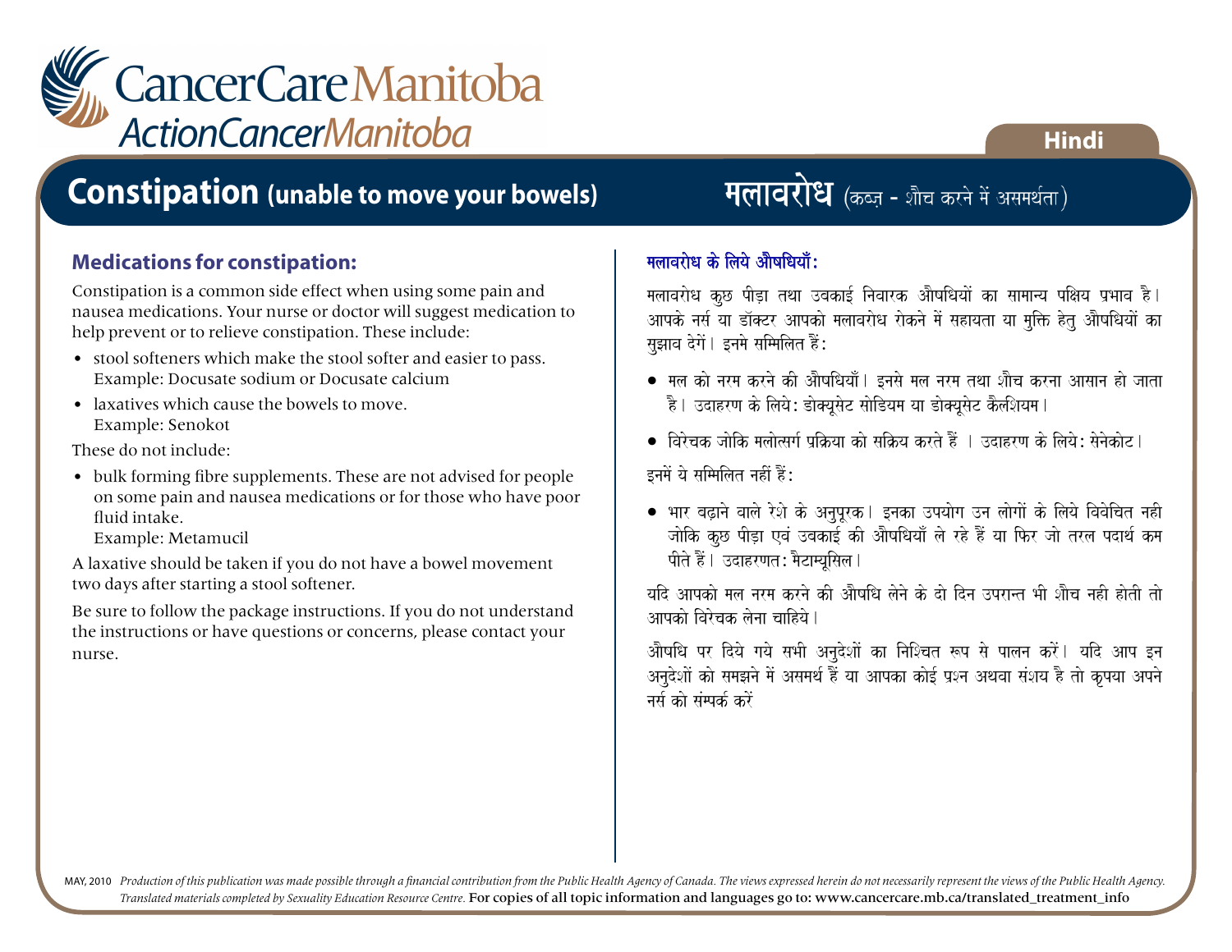CancerCare Manitoba
ActionCancerManitoba

Hindi

# Constipation (unable to move your bowels)

# मलावरोध (कब्ज़ - शौच करने में असमर्थता)

## Medications for constipation:

Constipation is a common side effect when using some pain and nausea medications. Your nurse or doctor will suggest medication to help prevent or to relieve constipation. These include:

- stool softeners which make the stool softer and easier to pass. Example: Docusate sodium or Docusate calcium
- laxatives which cause the bowels to move. Example: Senokot

These do not include:

- bulk forming fibre supplements. These are not advised for people on some pain and nausea medications or for those who have poor fluid intake. Example: Metamucil

A laxative should be taken if you do not have a bowel movement two days after starting a stool softener.

Be sure to follow the package instructions. If you do not understand the instructions or have questions or concerns, please contact your nurse.

## मलावरोध के लिये औषधियाँ:

मलावरोध कुछ पीड़ा तथा उबकाई निवारक औषधियों का सामान्य पक्षिय प्रभाव है। आपके नर्स या डॉक्टर आपको मलावरोध रोकने में सहायता या मुक्ति हेतु औषधियों का सुझाव देगें। इनमे सम्मिलित हैं:

- मल को नरम करने की औषधियाँ। इनसे मल नरम तथा शौच करना आसान हो जाता है। उदाहरण के लिये: डोक्यूसेट सोडियम या डोक्यूसेट कैलशियम।
- विरेचक जोकि मलोत्सर्ग प्रक्रिया को सक्रिय करते हैं । उदाहरण के लिये: सेनेकोट।

इनमें ये सम्मिलित नहीं हैं:

- भार बढ़ाने वाले रेशे के अनुपूरक। इनका उपयोग उन लोगों के लिये विवेचित नही जोकि कुछ पीड़ा एवं उबकाई की औषधियाँ ले रहे हैं या फिर जो तरल पदार्थ कम पीते हैं। उदाहरणत: मैटाम्यूसिल।

यदि आपको मल नरम करने की औषधि लेने के दो दिन उपरान्त भी शौच नही होती तो आपको विरेचक लेना चाहिये।

औषधि पर दिये गये सभी अनुदेशों का निश्चित रूप से पालन करें। यदि आप इन अनुदेशों को समझने में असमर्थ हैं या आपका कोई प्रश्न अथवा संशय है तो कृपया अपने नर्स को संम्पर्क करें

MAY, 2010 *Production of this publication was made possible through a financial contribution from the Public Health Agency of Canada. The views expressed herein do not necessarily represent the views of the Public Health Agency. Translated materials completed by Sexuality Education Resource Centre.* For copies of all topic information and languages go to: www.cancercare.mb.ca/translated_treatment_info